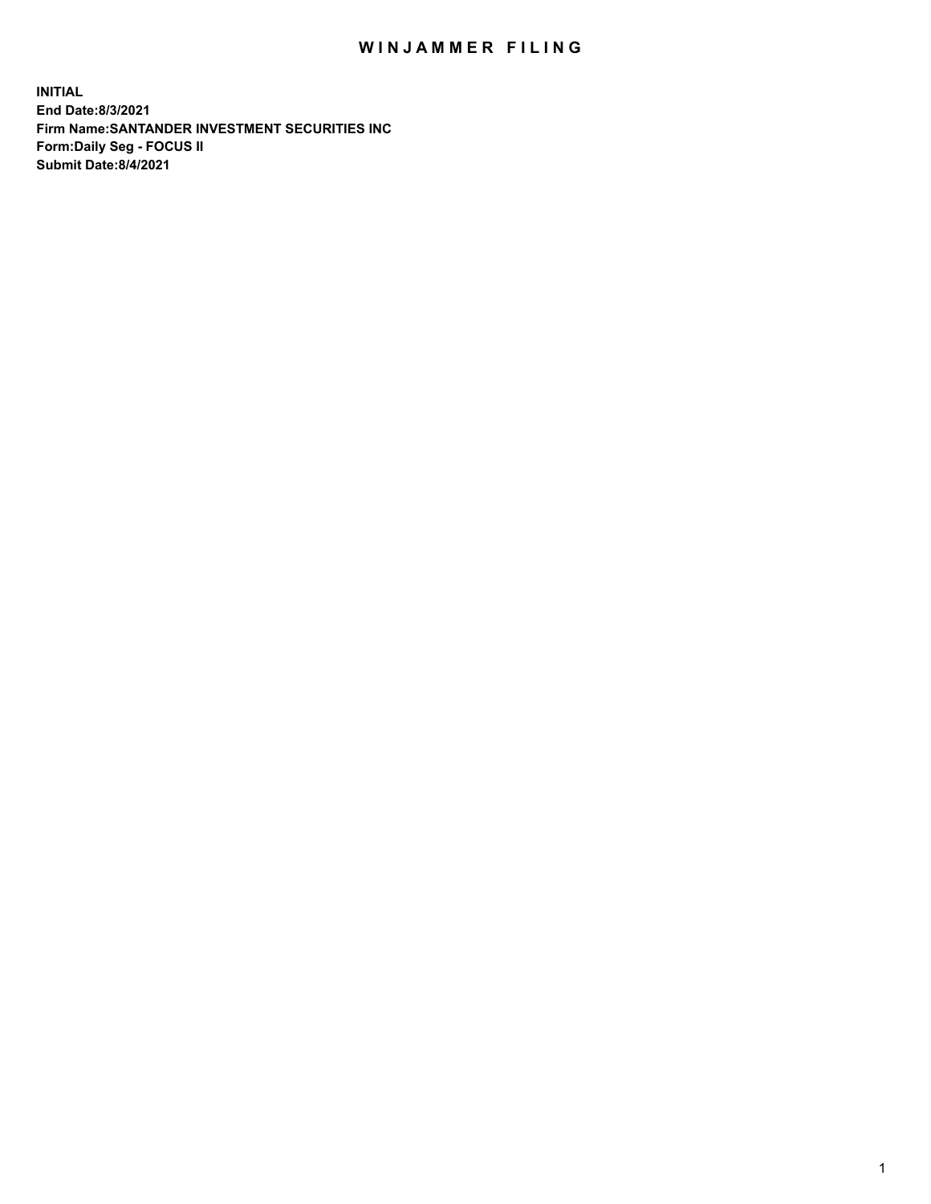# WINJAMMER FILING

**INITIAL**
**End Date:8/3/2021**
**Firm Name:SANTANDER INVESTMENT SECURITIES INC**
**Form:Daily Seg - FOCUS II**
**Submit Date:8/4/2021**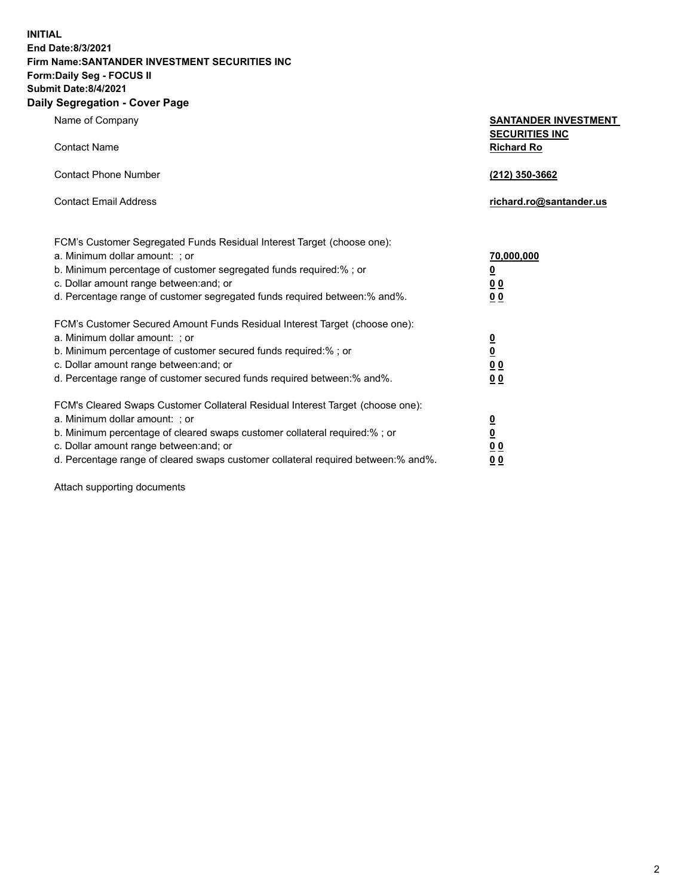**INITIAL**
**End Date:8/3/2021**
**Firm Name:SANTANDER INVESTMENT SECURITIES INC**
**Form:Daily Seg - FOCUS II**
**Submit Date:8/4/2021**

## Daily Segregation - Cover Page

| | |
|---|---|
| Name of Company | **SANTANDER INVESTMENT SECURITIES INC** |
| Contact Name | **Richard Ro** |
| Contact Phone Number | **(212) 350-3662** |
| Contact Email Address | **richard.ro@santander.us** |

| | |
|---|---|
| FCM's Customer Segregated Funds Residual Interest Target (choose one): | |
| a. Minimum dollar amount: ; or | **70,000,000** |
| b. Minimum percentage of customer segregated funds required:% ; or | **0** |
| c. Dollar amount range between:and; or | **0 0** |
| d. Percentage range of customer segregated funds required between:% and%. | **0 0** |
| FCM's Customer Secured Amount Funds Residual Interest Target (choose one): | |
| a. Minimum dollar amount: ; or | **0** |
| b. Minimum percentage of customer secured funds required:% ; or | **0** |
| c. Dollar amount range between:and; or | **0 0** |
| d. Percentage range of customer secured funds required between:% and%. | **0 0** |
| FCM's Cleared Swaps Customer Collateral Residual Interest Target (choose one): | |
| a. Minimum dollar amount: ; or | **0** |
| b. Minimum percentage of cleared swaps customer collateral required:% ; or | **0** |
| c. Dollar amount range between:and; or | **0 0** |
| d. Percentage range of cleared swaps customer collateral required between:% and%. | **0 0** |

Attach supporting documents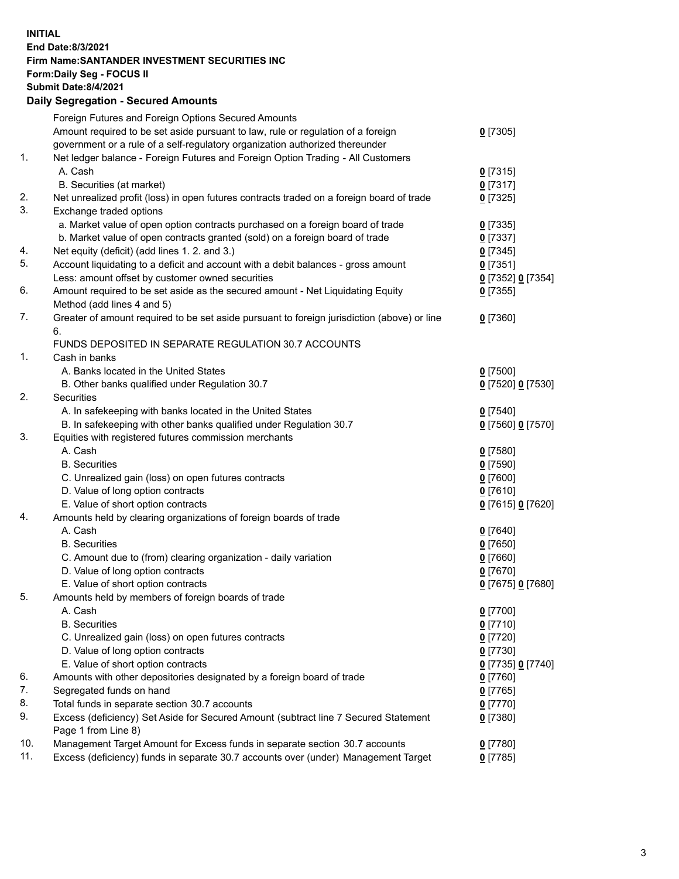**INITIAL**
**End Date:8/3/2021**
**Firm Name:SANTANDER INVESTMENT SECURITIES INC**
**Form:Daily Seg - FOCUS II**
**Submit Date:8/4/2021**

### Daily Segregation - Secured Amounts

| | | |
|---|---|---|
| | Foreign Futures and Foreign Options Secured Amounts | |
| | Amount required to be set aside pursuant to law, rule or regulation of a foreign government or a rule of a self-regulatory organization authorized thereunder | 0 [7305] |
| 1. | Net ledger balance - Foreign Futures and Foreign Option Trading - All Customers | |
| | A. Cash | 0 [7315] |
| | B. Securities (at market) | 0 [7317] |
| 2. | Net unrealized profit (loss) in open futures contracts traded on a foreign board of trade | 0 [7325] |
| 3. | Exchange traded options | |
| | a. Market value of open option contracts purchased on a foreign board of trade | 0 [7335] |
| | b. Market value of open contracts granted (sold) on a foreign board of trade | 0 [7337] |
| 4. | Net equity (deficit) (add lines 1. 2. and 3.) | 0 [7345] |
| 5. | Account liquidating to a deficit and account with a debit balances - gross amount | 0 [7351] |
| | Less: amount offset by customer owned securities | 0 [7352] 0 [7354] |
| 6. | Amount required to be set aside as the secured amount - Net Liquidating Equity Method (add lines 4 and 5) | 0 [7355] |
| 7. | Greater of amount required to be set aside pursuant to foreign jurisdiction (above) or line 6. | 0 [7360] |
| | FUNDS DEPOSITED IN SEPARATE REGULATION 30.7 ACCOUNTS | |
| 1. | Cash in banks | |
| | A. Banks located in the United States | 0 [7500] |
| | B. Other banks qualified under Regulation 30.7 | 0 [7520] 0 [7530] |
| 2. | Securities | |
| | A. In safekeeping with banks located in the United States | 0 [7540] |
| | B. In safekeeping with other banks qualified under Regulation 30.7 | 0 [7560] 0 [7570] |
| 3. | Equities with registered futures commission merchants | |
| | A. Cash | 0 [7580] |
| | B. Securities | 0 [7590] |
| | C. Unrealized gain (loss) on open futures contracts | 0 [7600] |
| | D. Value of long option contracts | 0 [7610] |
| | E. Value of short option contracts | 0 [7615] 0 [7620] |
| 4. | Amounts held by clearing organizations of foreign boards of trade | |
| | A. Cash | 0 [7640] |
| | B. Securities | 0 [7650] |
| | C. Amount due to (from) clearing organization - daily variation | 0 [7660] |
| | D. Value of long option contracts | 0 [7670] |
| | E. Value of short option contracts | 0 [7675] 0 [7680] |
| 5. | Amounts held by members of foreign boards of trade | |
| | A. Cash | 0 [7700] |
| | B. Securities | 0 [7710] |
| | C. Unrealized gain (loss) on open futures contracts | 0 [7720] |
| | D. Value of long option contracts | 0 [7730] |
| | E. Value of short option contracts | 0 [7735] 0 [7740] |
| 6. | Amounts with other depositories designated by a foreign board of trade | 0 [7760] |
| 7. | Segregated funds on hand | 0 [7765] |
| 8. | Total funds in separate section 30.7 accounts | 0 [7770] |
| 9. | Excess (deficiency) Set Aside for Secured Amount (subtract line 7 Secured Statement Page 1 from Line 8) | 0 [7380] |
| 10. | Management Target Amount for Excess funds in separate section 30.7 accounts | 0 [7780] |
| 11. | Excess (deficiency) funds in separate 30.7 accounts over (under) Management Target | 0 [7785] |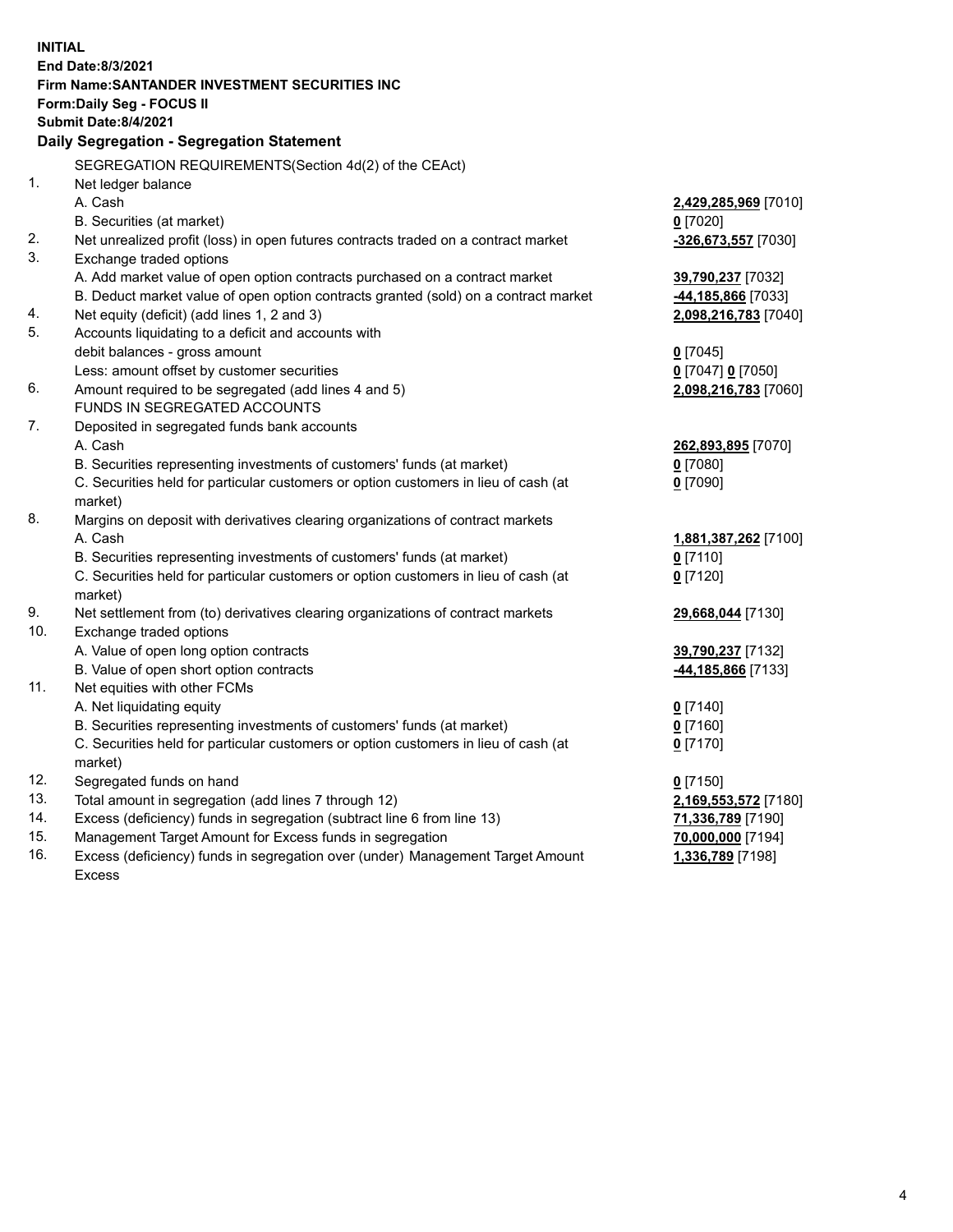**INITIAL**
**End Date:8/3/2021**
**Firm Name:SANTANDER INVESTMENT SECURITIES INC**
**Form:Daily Seg - FOCUS II**
**Submit Date:8/4/2021**

### Daily Segregation - Segregation Statement

SEGREGATION REQUIREMENTS(Section 4d(2) of the CEAct)

| | | |
|---|---|---|
| 1. | Net ledger balance | |
| | A. Cash | **2,429,285,969** [7010] |
| | B. Securities (at market) | **0** [7020] |
| 2. | Net unrealized profit (loss) in open futures contracts traded on a contract market | **-326,673,557** [7030] |
| 3. | Exchange traded options | |
| | A. Add market value of open option contracts purchased on a contract market | **39,790,237** [7032] |
| | B. Deduct market value of open option contracts granted (sold) on a contract market | **-44,185,866** [7033] |
| 4. | Net equity (deficit) (add lines 1, 2 and 3) | **2,098,216,783** [7040] |
| 5. | Accounts liquidating to a deficit and accounts with debit balances - gross amount | **0** [7045] |
| | Less: amount offset by customer securities | **0** [7047] **0** [7050] |
| 6. | Amount required to be segregated (add lines 4 and 5) | **2,098,216,783** [7060] |
| | FUNDS IN SEGREGATED ACCOUNTS | |
| 7. | Deposited in segregated funds bank accounts | |
| | A. Cash | **262,893,895** [7070] |
| | B. Securities representing investments of customers' funds (at market) | **0** [7080] |
| | C. Securities held for particular customers or option customers in lieu of cash (at market) | **0** [7090] |
| 8. | Margins on deposit with derivatives clearing organizations of contract markets | |
| | A. Cash | **1,881,387,262** [7100] |
| | B. Securities representing investments of customers' funds (at market) | **0** [7110] |
| | C. Securities held for particular customers or option customers in lieu of cash (at market) | **0** [7120] |
| 9. | Net settlement from (to) derivatives clearing organizations of contract markets | **29,668,044** [7130] |
| 10. | Exchange traded options | |
| | A. Value of open long option contracts | **39,790,237** [7132] |
| | B. Value of open short option contracts | **-44,185,866** [7133] |
| 11. | Net equities with other FCMs | |
| | A. Net liquidating equity | **0** [7140] |
| | B. Securities representing investments of customers' funds (at market) | **0** [7160] |
| | C. Securities held for particular customers or option customers in lieu of cash (at market) | **0** [7170] |
| 12. | Segregated funds on hand | **0** [7150] |
| 13. | Total amount in segregation (add lines 7 through 12) | **2,169,553,572** [7180] |
| 14. | Excess (deficiency) funds in segregation (subtract line 6 from line 13) | **71,336,789** [7190] |
| 15. | Management Target Amount for Excess funds in segregation | **70,000,000** [7194] |
| 16. | Excess (deficiency) funds in segregation over (under) Management Target Amount Excess | **1,336,789** [7198] |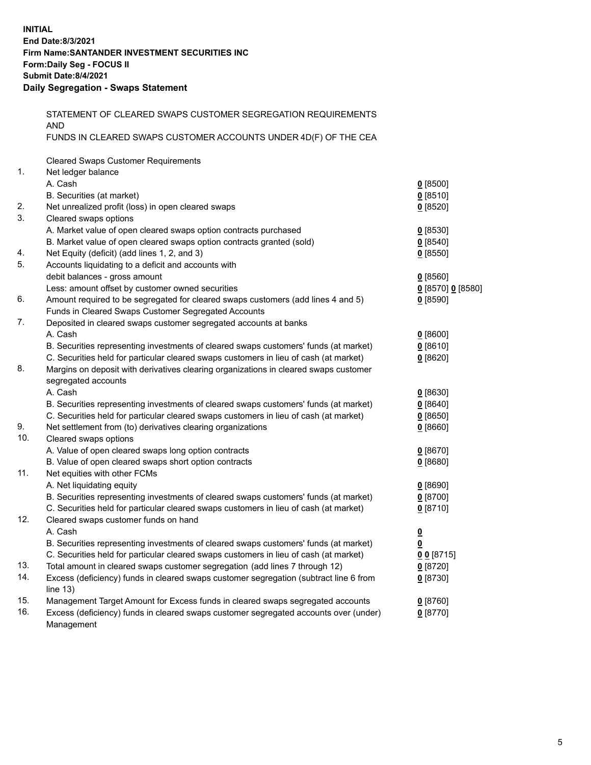**INITIAL**
**End Date:8/3/2021**
**Firm Name:SANTANDER INVESTMENT SECURITIES INC**
**Form:Daily Seg - FOCUS II**
**Submit Date:8/4/2021**
**Daily Segregation - Swaps Statement**

STATEMENT OF CLEARED SWAPS CUSTOMER SEGREGATION REQUIREMENTS AND FUNDS IN CLEARED SWAPS CUSTOMER ACCOUNTS UNDER 4D(F) OF THE CEA

| | | |
|---|---|---|
| | Cleared Swaps Customer Requirements | |
| 1. | Net ledger balance | |
| | A. Cash | 0 [8500] |
| | B. Securities (at market) | 0 [8510] |
| 2. | Net unrealized profit (loss) in open cleared swaps | 0 [8520] |
| 3. | Cleared swaps options | |
| | A. Market value of open cleared swaps option contracts purchased | 0 [8530] |
| | B. Market value of open cleared swaps option contracts granted (sold) | 0 [8540] |
| 4. | Net Equity (deficit) (add lines 1, 2, and 3) | 0 [8550] |
| 5. | Accounts liquidating to a deficit and accounts with | |
| | debit balances - gross amount | 0 [8560] |
| | Less: amount offset by customer owned securities | 0 [8570] 0 [8580] |
| 6. | Amount required to be segregated for cleared swaps customers (add lines 4 and 5) | 0 [8590] |
| | Funds in Cleared Swaps Customer Segregated Accounts | |
| 7. | Deposited in cleared swaps customer segregated accounts at banks | |
| | A. Cash | 0 [8600] |
| | B. Securities representing investments of cleared swaps customers' funds (at market) | 0 [8610] |
| | C. Securities held for particular cleared swaps customers in lieu of cash (at market) | 0 [8620] |
| 8. | Margins on deposit with derivatives clearing organizations in cleared swaps customer segregated accounts | |
| | A. Cash | 0 [8630] |
| | B. Securities representing investments of cleared swaps customers' funds (at market) | 0 [8640] |
| | C. Securities held for particular cleared swaps customers in lieu of cash (at market) | 0 [8650] |
| 9. | Net settlement from (to) derivatives clearing organizations | 0 [8660] |
| 10. | Cleared swaps options | |
| | A. Value of open cleared swaps long option contracts | 0 [8670] |
| | B. Value of open cleared swaps short option contracts | 0 [8680] |
| 11. | Net equities with other FCMs | |
| | A. Net liquidating equity | 0 [8690] |
| | B. Securities representing investments of cleared swaps customers' funds (at market) | 0 [8700] |
| | C. Securities held for particular cleared swaps customers in lieu of cash (at market) | 0 [8710] |
| 12. | Cleared swaps customer funds on hand | |
| | A. Cash | 0 |
| | B. Securities representing investments of cleared swaps customers' funds (at market) | 0 |
| | C. Securities held for particular cleared swaps customers in lieu of cash (at market) | 0 0 [8715] |
| 13. | Total amount in cleared swaps customer segregation (add lines 7 through 12) | 0 [8720] |
| 14. | Excess (deficiency) funds in cleared swaps customer segregation (subtract line 6 from line 13) | 0 [8730] |
| 15. | Management Target Amount for Excess funds in cleared swaps segregated accounts | 0 [8760] |
| 16. | Excess (deficiency) funds in cleared swaps customer segregated accounts over (under) Management | 0 [8770] |